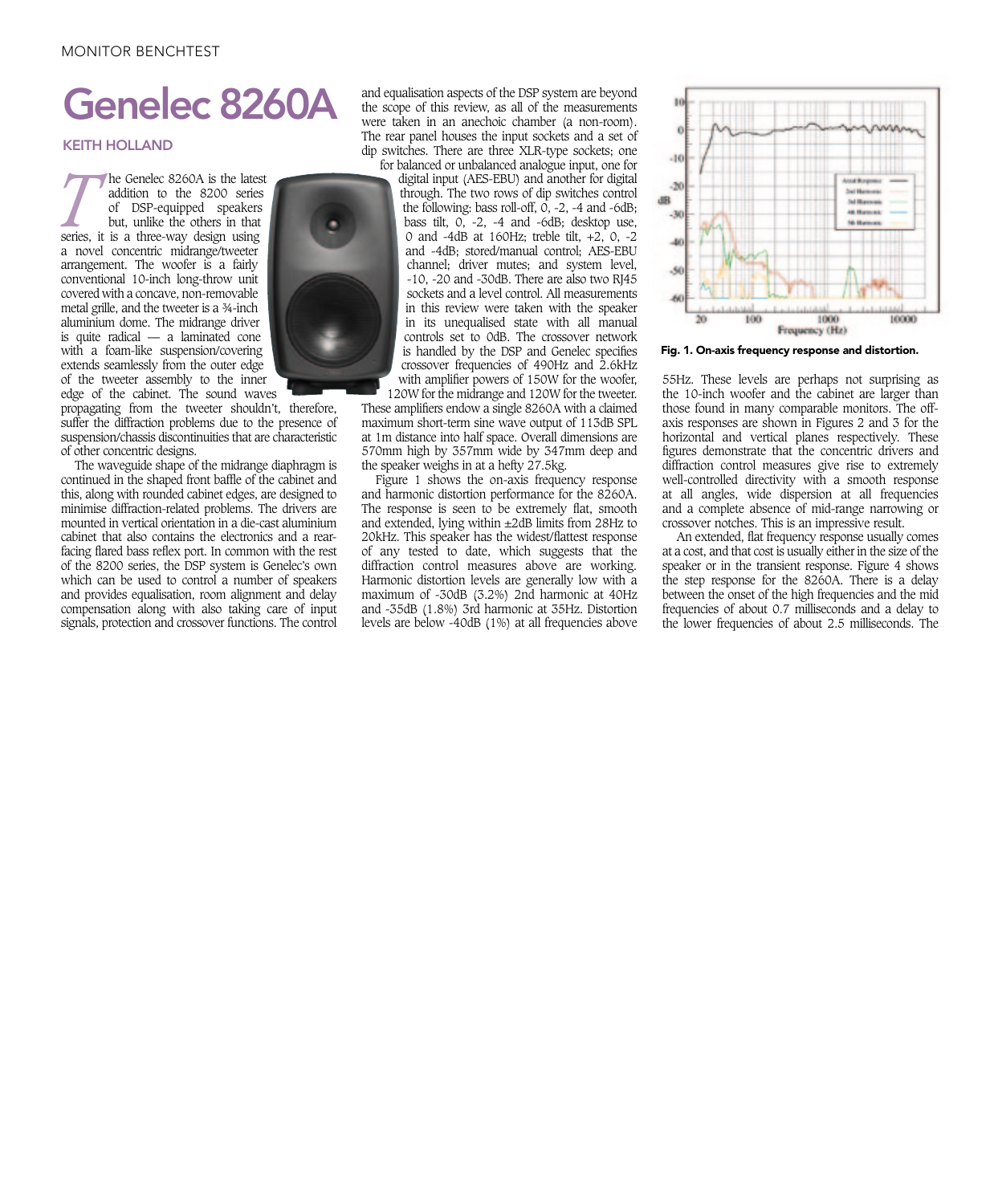# Genelec 8260A

**KEITH HOLLAND**

The Genelec 8260A is the latest addition to the 8200 series of DSP-equipped speakers but, unlike the others in that series, it is a three-way design using a novel concentric midrange/tweeter arrangement. The woofer is a fairly conventional 10-inch long-throw unit covered with a concave, non-removable metal grille, and the tweeter is a ¾-inch aluminium dome. The midrange driver is quite radical — a laminated cone with a foam-like suspension/covering extends seamlessly from the outer edge of the tweeter assembly to the inner edge of the cabinet. The sound waves propagating from the tweeter shouldn't, therefore, suffer the diffraction problems due to the presence of suspension/chassis discontinuities that are characteristic of other concentric designs.

The waveguide shape of the midrange diaphragm is continued in the shaped front baffle of the cabinet and this, along with rounded cabinet edges, are designed to minimise diffraction-related problems. The drivers are mounted in vertical orientation in a die-cast aluminium cabinet that also contains the electronics and a rear-facing flared bass reflex port. In common with the rest of the 8200 series, the DSP system is Genelec's own which can be used to control a number of speakers and provides equalisation, room alignment and delay compensation along with also taking care of input signals, protection and crossover functions. The control and equalisation aspects of the DSP system are beyond the scope of this review, as all of the measurements were taken in an anechoic chamber (a non-room). The rear panel houses the input sockets and a set of dip switches. There are three XLR-type sockets; one for balanced or unbalanced analogue input, one for digital input (AES-EBU) and another for digital through. The two rows of dip switches control the following: bass roll-off, 0, -2, -4 and -6dB; bass tilt, 0, -2, -4 and -6dB; desktop use, 0 and -4dB at 160Hz; treble tilt, +2, 0, -2 and -4dB; stored/manual control; AES-EBU channel; driver mutes; and system level, -10, -20 and -30dB. There are also two RJ45 sockets and a level control. All measurements in this review were taken with the speaker in its unequalised state with all manual controls set to 0dB. The crossover network is handled by the DSP and Genelec specifies crossover frequencies of 490Hz and 2.6kHz with amplifier powers of 150W for the woofer, 120W for the midrange and 120W for the tweeter. These amplifiers endow a single 8260A with a claimed maximum short-term sine wave output of 113dB SPL at 1m distance into half space. Overall dimensions are 570mm high by 357mm wide by 347mm deep and the speaker weighs in at a hefty 27.5kg.

Figure 1 shows the on-axis frequency response and harmonic distortion performance for the 8260A. The response is seen to be extremely flat, smooth and extended, lying within ±2dB limits from 28Hz to 20kHz. This speaker has the widest/flattest response of any tested to date, which suggests that the diffraction control measures above are working. Harmonic distortion levels are generally low with a maximum of -30dB (3.2%) 2nd harmonic at 40Hz and -35dB (1.8%) 3rd harmonic at 35Hz. Distortion levels are below -40dB (1%) at all frequencies above 55Hz. These levels are perhaps not surprising as the 10-inch woofer and the cabinet are larger than those found in many comparable monitors. The off-axis responses are shown in Figures 2 and 3 for the horizontal and vertical planes respectively. These figures demonstrate that the concentric drivers and diffraction control measures give rise to extremely well-controlled directivity with a smooth response at all angles, wide dispersion at all frequencies and a complete absence of mid-range narrowing or crossover notches. This is an impressive result.

**Fig. 1. On-axis frequency response and distortion.**

An extended, flat frequency response usually comes at a cost, and that cost is usually either in the size of the speaker or in the transient response. Figure 4 shows the step response for the 8260A. There is a delay between the onset of the high frequencies and the mid frequencies of about 0.7 milliseconds and a delay to the lower frequencies of about 2.5 milliseconds. The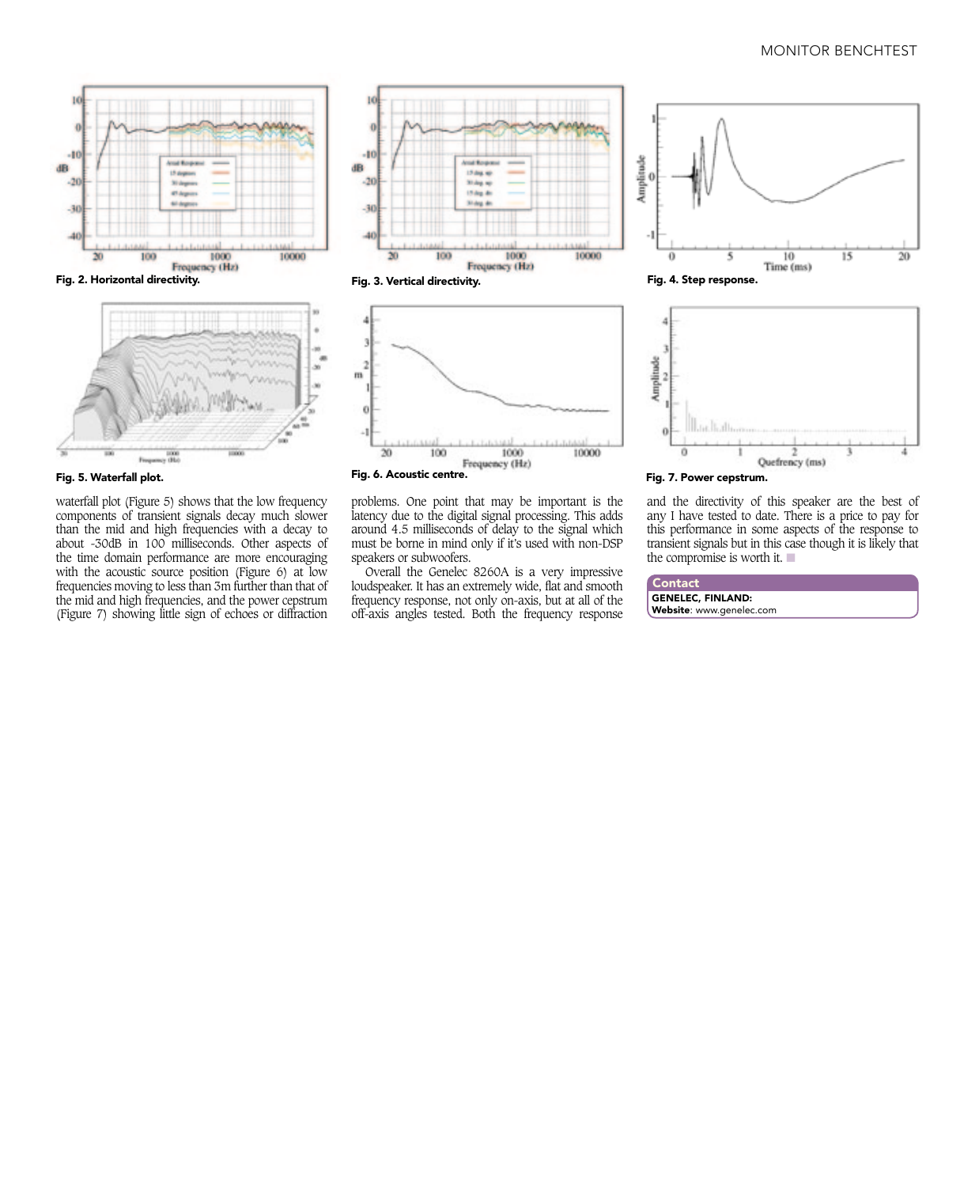10
0
-10
dB
-20
-30
-40
20 100 1000 10000
Frequency (Hz)

Actual Response
15 degrees
30 degrees
45 degrees
60 degrees

**Fig. 2. Horizontal directivity.**

10
0
-10
dB
-20
-30
-40
20 100 1000 10000
Frequency (Hz)

Actual Response
15 deg. up
30 deg. up
15 deg. dn
30 deg. dn

**Fig. 3. Vertical directivity.**

Amplitude
1
0
-1
0 5 10 15 20
Time (ms)

**Fig. 4. Step response.**

Frequency (Hz)

**Fig. 5. Waterfall plot.**

4
3
2
m
1
0
-1
20 100 1000 10000
Frequency (Hz)

**Fig. 6. Acoustic centre.**

Amplitude
4
3
2
1
0
0 1 2 3 4
Quefrency (ms)

**Fig. 7. Power cepstrum.**

waterfall plot (Figure 5) shows that the low frequency components of transient signals decay much slower than the mid and high frequencies with a decay to about -30dB in 100 milliseconds. Other aspects of the time domain performance are more encouraging with the acoustic source position (Figure 6) at low frequencies moving to less than 3m further than that of the mid and high frequencies, and the power cepstrum (Figure 7) showing little sign of echoes or diffraction problems. One point that may be important is the latency due to the digital signal processing. This adds around 4.5 milliseconds of delay to the signal which must be borne in mind only if it's used with non-DSP speakers or subwoofers.

Overall the Genelec 8260A is a very impressive loudspeaker. It has an extremely wide, flat and smooth frequency response, not only on-axis, but at all of the off-axis angles tested. Both the frequency response and the directivity of this speaker are the best of any I have tested to date. There is a price to pay for this performance in some aspects of the response to transient signals but in this case though it is likely that the compromise is worth it.

**Contact**

**GENELEC, FINLAND:**
**Website**: www.genelec.com